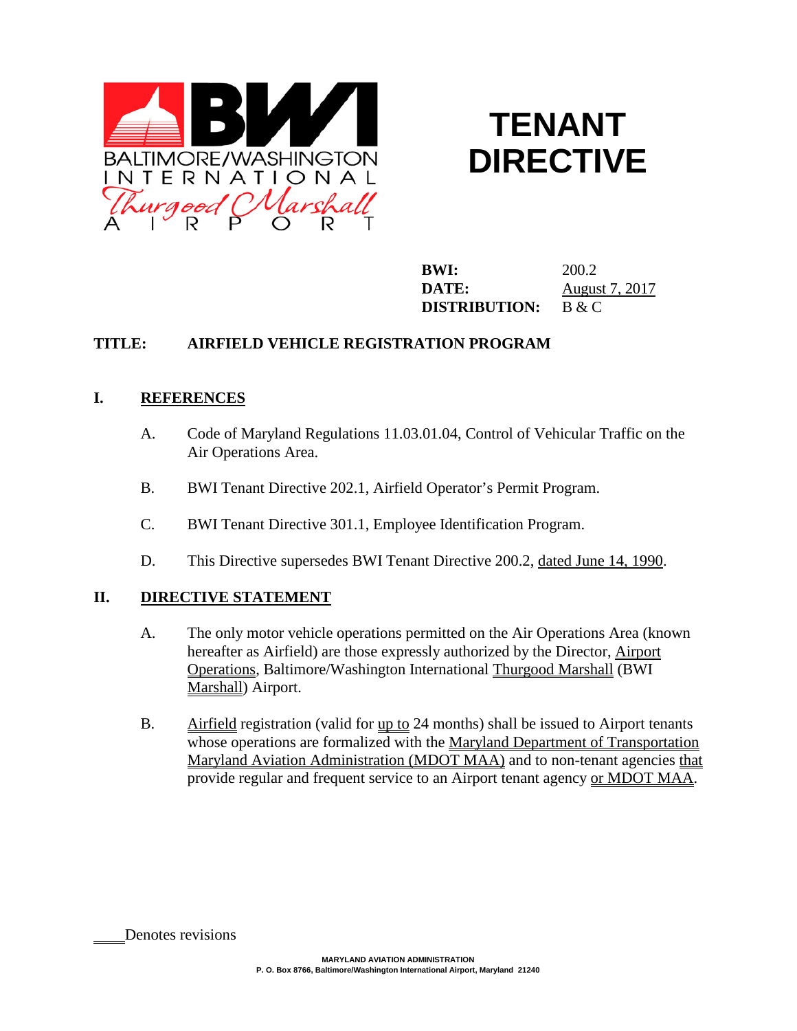# TENANT DIRECTIVE

**BWI:** 200.2
**DATE:** August 7, 2017
**DISTRIBUTION:** B & C

**TITLE: AIRFIELD VEHICLE REGISTRATION PROGRAM**

## I. REFERENCES

A. Code of Maryland Regulations 11.03.01.04, Control of Vehicular Traffic on the Air Operations Area.

B. BWI Tenant Directive 202.1, Airfield Operator's Permit Program.

C. BWI Tenant Directive 301.1, Employee Identification Program.

D. This Directive supersedes BWI Tenant Directive 200.2, dated June 14, 1990.

## II. DIRECTIVE STATEMENT

A. The only motor vehicle operations permitted on the Air Operations Area (known hereafter as Airfield) are those expressly authorized by the Director, Airport Operations, Baltimore/Washington International Thurgood Marshall (BWI Marshall) Airport.

B. Airfield registration (valid for up to 24 months) shall be issued to Airport tenants whose operations are formalized with the Maryland Department of Transportation Maryland Aviation Administration (MDOT MAA) and to non-tenant agencies that provide regular and frequent service to an Airport tenant agency or MDOT MAA.

____Denotes revisions

MARYLAND AVIATION ADMINISTRATION
P. O. Box 8766, Baltimore/Washington International Airport, Maryland 21240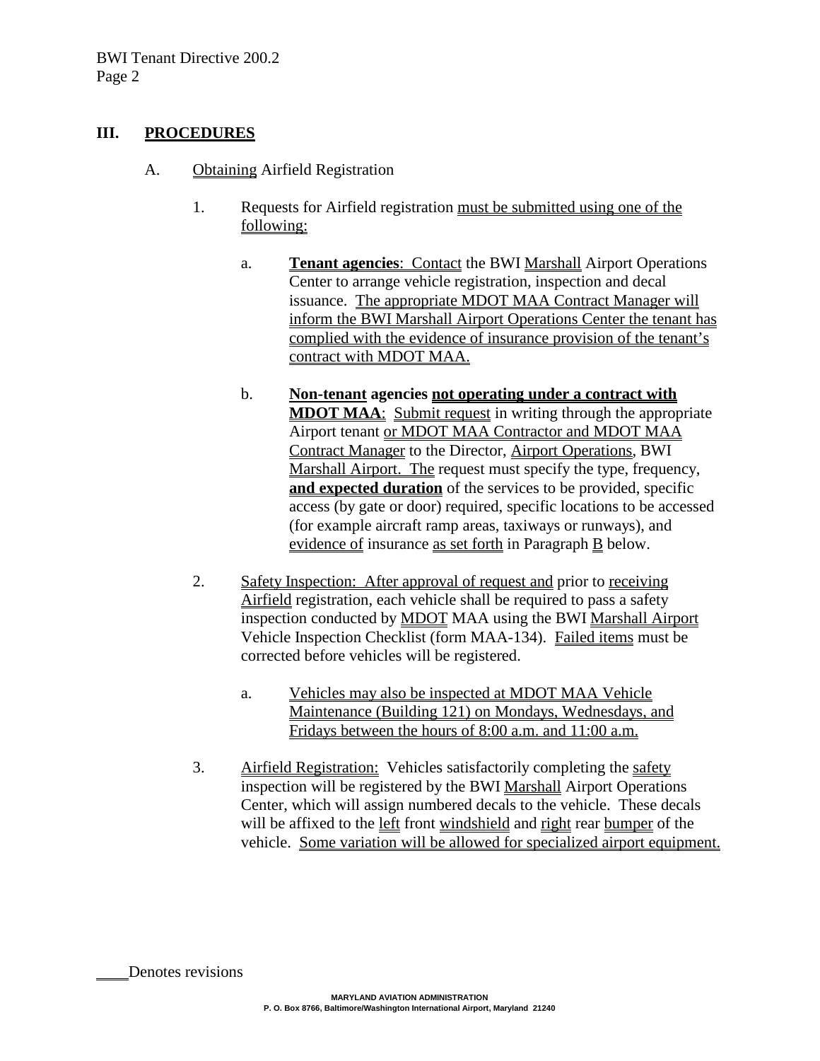## III. PROCEDURES

A. Obtaining Airfield Registration

1. Requests for Airfield registration must be submitted using one of the following:

   a. **Tenant agencies**: Contact the BWI Marshall Airport Operations Center to arrange vehicle registration, inspection and decal issuance. The appropriate MDOT MAA Contract Manager will inform the BWI Marshall Airport Operations Center the tenant has complied with the evidence of insurance provision of the tenant's contract with MDOT MAA.

   b. **Non-tenant agencies not operating under a contract with MDOT MAA**: Submit request in writing through the appropriate Airport tenant or MDOT MAA Contractor and MDOT MAA Contract Manager to the Director, Airport Operations, BWI Marshall Airport. The request must specify the type, frequency, **and expected duration** of the services to be provided, specific access (by gate or door) required, specific locations to be accessed (for example aircraft ramp areas, taxiways or runways), and evidence of insurance as set forth in Paragraph B below.

2. Safety Inspection: After approval of request and prior to receiving Airfield registration, each vehicle shall be required to pass a safety inspection conducted by MDOT MAA using the BWI Marshall Airport Vehicle Inspection Checklist (form MAA-134). Failed items must be corrected before vehicles will be registered.

   a. Vehicles may also be inspected at MDOT MAA Vehicle Maintenance (Building 121) on Mondays, Wednesdays, and Fridays between the hours of 8:00 a.m. and 11:00 a.m.

3. Airfield Registration: Vehicles satisfactorily completing the safety inspection will be registered by the BWI Marshall Airport Operations Center, which will assign numbered decals to the vehicle. These decals will be affixed to the left front windshield and right rear bumper of the vehicle. Some variation will be allowed for specialized airport equipment.

____Denotes revisions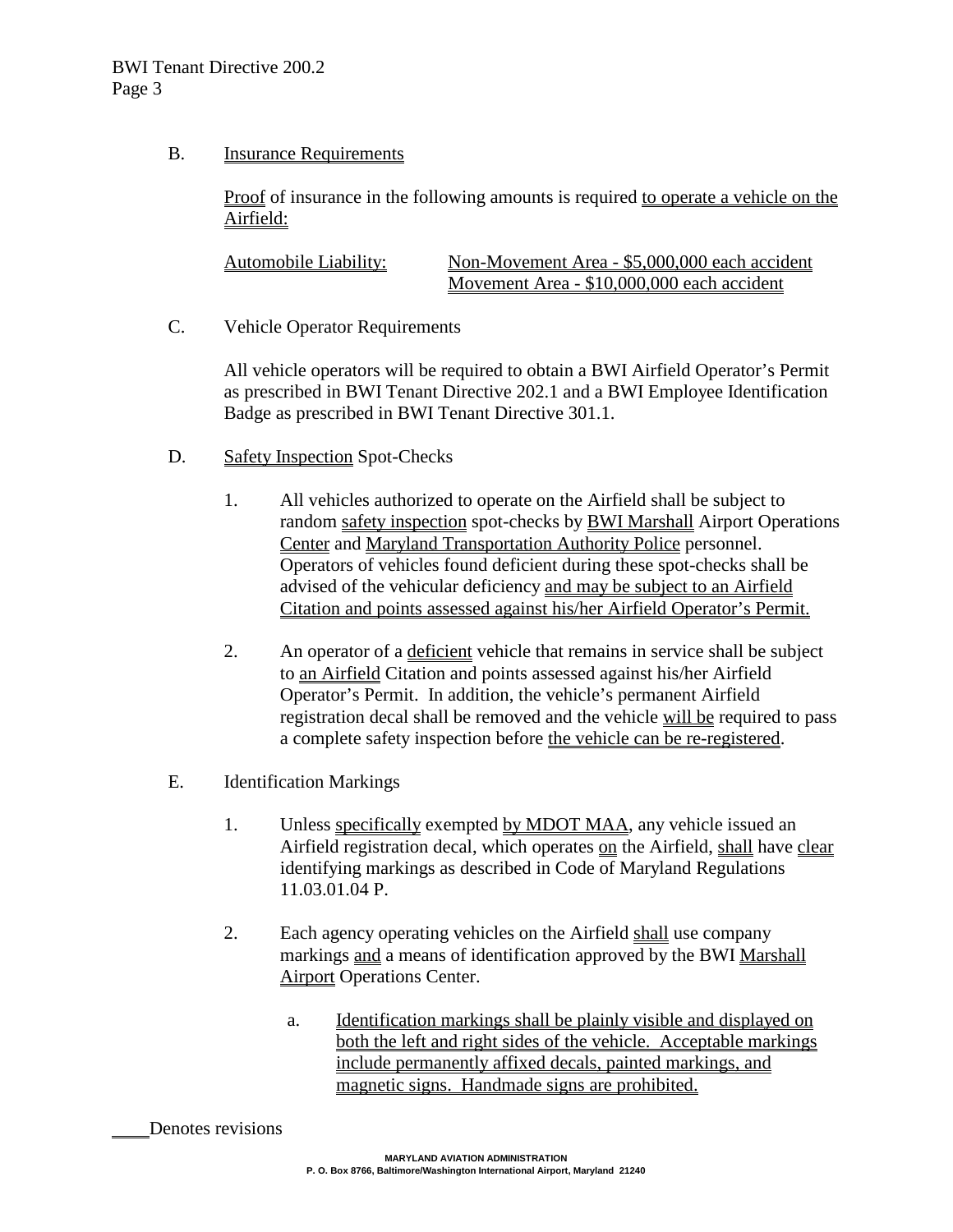B. Insurance Requirements

Proof of insurance in the following amounts is required to operate a vehicle on the Airfield:

Automobile Liability: Non-Movement Area - $5,000,000 each accident
Movement Area - $10,000,000 each accident

C. Vehicle Operator Requirements

All vehicle operators will be required to obtain a BWI Airfield Operator's Permit as prescribed in BWI Tenant Directive 202.1 and a BWI Employee Identification Badge as prescribed in BWI Tenant Directive 301.1.

D. Safety Inspection Spot-Checks

1. All vehicles authorized to operate on the Airfield shall be subject to random safety inspection spot-checks by BWI Marshall Airport Operations Center and Maryland Transportation Authority Police personnel. Operators of vehicles found deficient during these spot-checks shall be advised of the vehicular deficiency and may be subject to an Airfield Citation and points assessed against his/her Airfield Operator's Permit.

2. An operator of a deficient vehicle that remains in service shall be subject to an Airfield Citation and points assessed against his/her Airfield Operator's Permit. In addition, the vehicle's permanent Airfield registration decal shall be removed and the vehicle will be required to pass a complete safety inspection before the vehicle can be re-registered.

E. Identification Markings

1. Unless specifically exempted by MDOT MAA, any vehicle issued an Airfield registration decal, which operates on the Airfield, shall have clear identifying markings as described in Code of Maryland Regulations 11.03.01.04 P.

2. Each agency operating vehicles on the Airfield shall use company markings and a means of identification approved by the BWI Marshall Airport Operations Center.

   a. Identification markings shall be plainly visible and displayed on both the left and right sides of the vehicle. Acceptable markings include permanently affixed decals, painted markings, and magnetic signs. Handmade signs are prohibited.

____Denotes revisions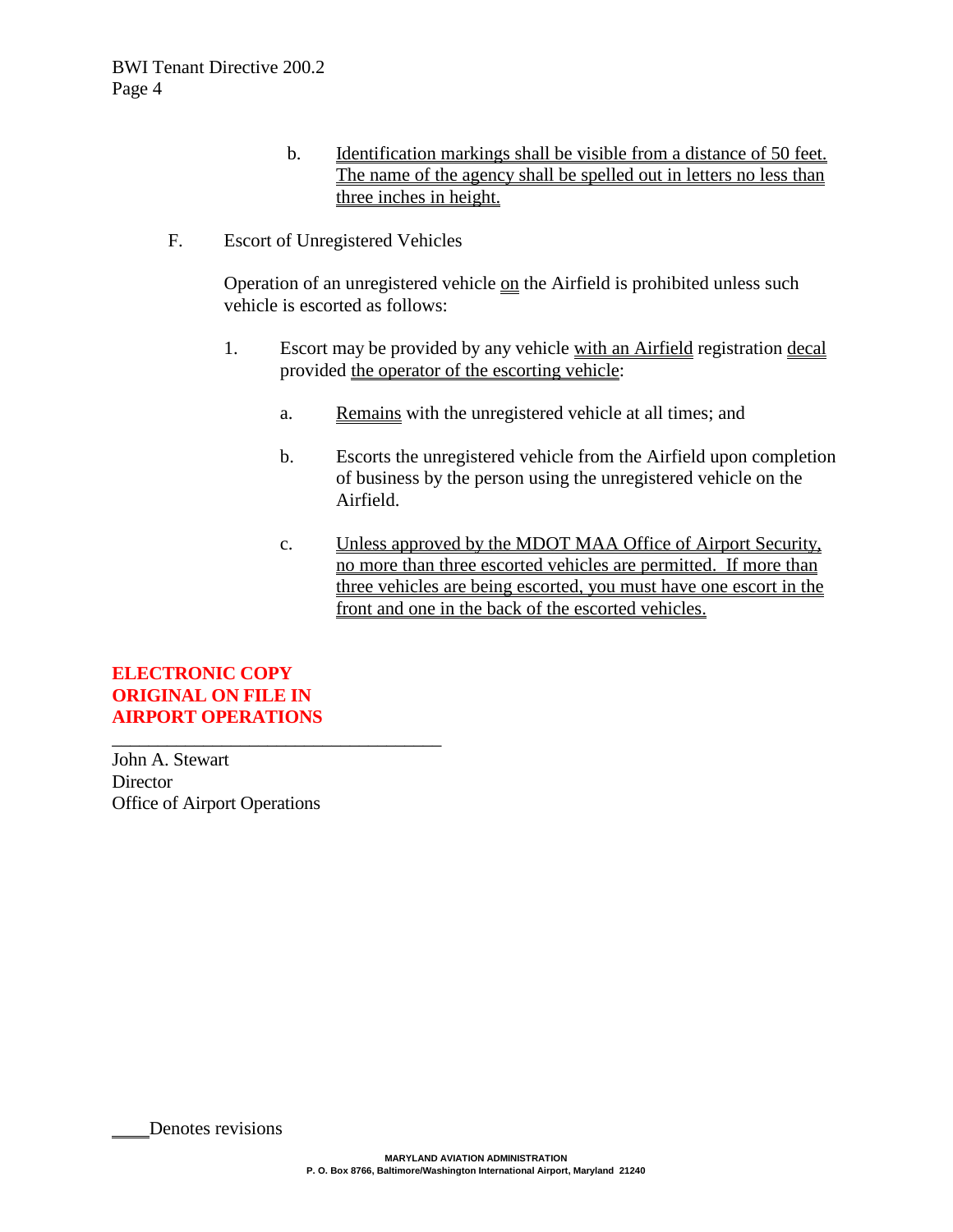b. Identification markings shall be visible from a distance of 50 feet. The name of the agency shall be spelled out in letters no less than three inches in height.

F. Escort of Unregistered Vehicles

Operation of an unregistered vehicle on the Airfield is prohibited unless such vehicle is escorted as follows:

1. Escort may be provided by any vehicle with an Airfield registration decal provided the operator of the escorting vehicle:

   a. Remains with the unregistered vehicle at all times; and

   b. Escorts the unregistered vehicle from the Airfield upon completion of business by the person using the unregistered vehicle on the Airfield.

   c. Unless approved by the MDOT MAA Office of Airport Security, no more than three escorted vehicles are permitted. If more than three vehicles are being escorted, you must have one escort in the front and one in the back of the escorted vehicles.

**ELECTRONIC COPY**
**ORIGINAL ON FILE IN**
**AIRPORT OPERATIONS**

___________________________________

John A. Stewart
Director
Office of Airport Operations

____Denotes revisions

MARYLAND AVIATION ADMINISTRATION
P. O. Box 8766, Baltimore/Washington International Airport, Maryland 21240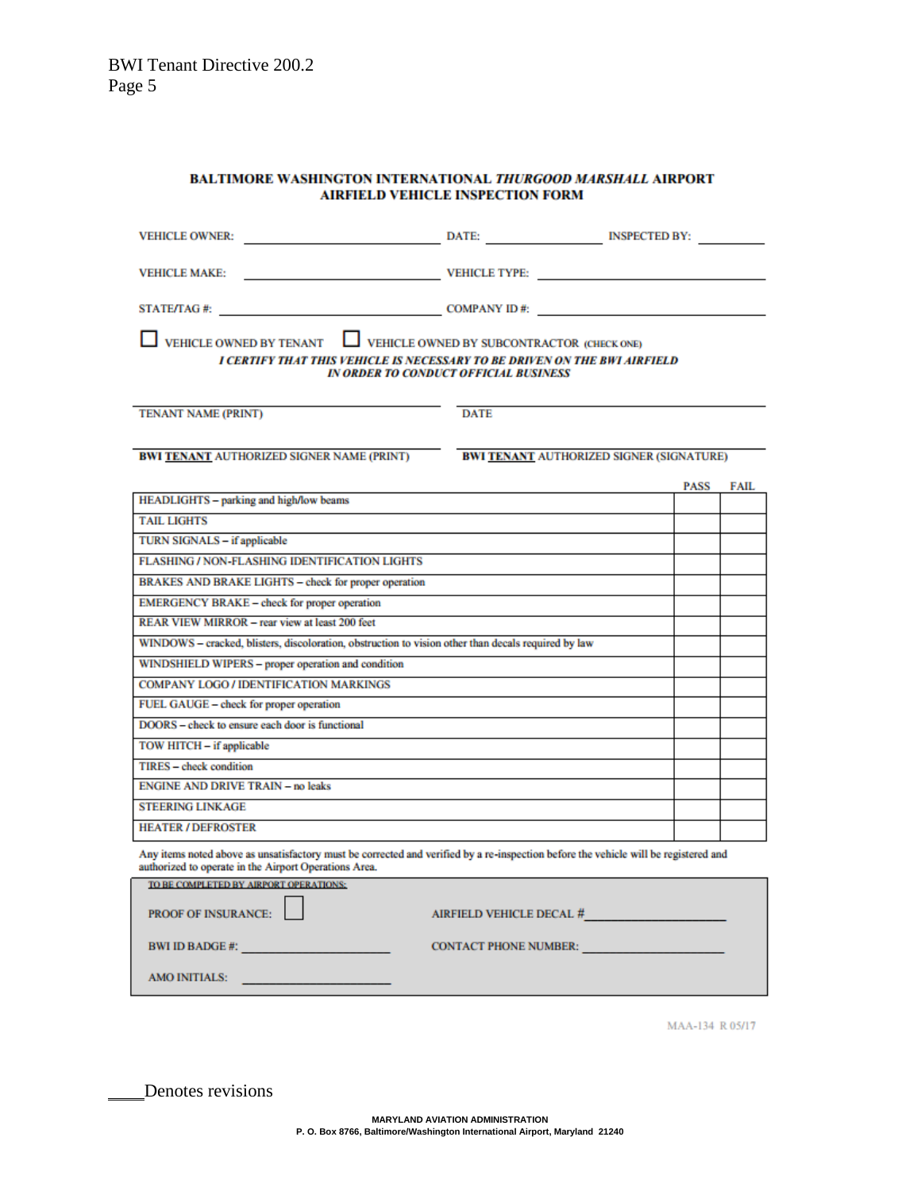## BALTIMORE WASHINGTON INTERNATIONAL *THURGOOD MARSHALL* AIRPORT
## AIRFIELD VEHICLE INSPECTION FORM

VEHICLE OWNER: ______________________ DATE: ______________ INSPECTED BY: ________

VEHICLE MAKE: ______________________ VEHICLE TYPE: ______________________

STATE/TAG #: ______________________ COMPANY ID #: ______________________

☐ VEHICLE OWNED BY TENANT ☐ VEHICLE OWNED BY SUBCONTRACTOR (CHECK ONE)

***I CERTIFY THAT THIS VEHICLE IS NECESSARY TO BE DRIVEN ON THE BWI AIRFIELD IN ORDER TO CONDUCT OFFICIAL BUSINESS***

______________________ ______________________
TENANT NAME (PRINT) DATE

______________________ ______________________
BWI TENANT AUTHORIZED SIGNER NAME (PRINT) BWI TENANT AUTHORIZED SIGNER (SIGNATURE)

| | PASS | FAIL |
|---|---|---|
| HEADLIGHTS – parking and high/low beams | | |
| TAIL LIGHTS | | |
| TURN SIGNALS – if applicable | | |
| FLASHING / NON-FLASHING IDENTIFICATION LIGHTS | | |
| BRAKES AND BRAKE LIGHTS – check for proper operation | | |
| EMERGENCY BRAKE – check for proper operation | | |
| REAR VIEW MIRROR – rear view at least 200 feet | | |
| WINDOWS – cracked, blisters, discoloration, obstruction to vision other than decals required by law | | |
| WINDSHIELD WIPERS – proper operation and condition | | |
| COMPANY LOGO / IDENTIFICATION MARKINGS | | |
| FUEL GAUGE – check for proper operation | | |
| DOORS – check to ensure each door is functional | | |
| TOW HITCH – if applicable | | |
| TIRES – check condition | | |
| ENGINE AND DRIVE TRAIN – no leaks | | |
| STEERING LINKAGE | | |
| HEATER / DEFROSTER | | |

Any items noted above as unsatisfactory must be corrected and verified by a re-inspection before the vehicle will be registered and authorized to operate in the Airport Operations Area.

TO BE COMPLETED BY AIRPORT OPERATIONS:

PROOF OF INSURANCE: ☐ AIRFIELD VEHICLE DECAL # ______________________

BWI ID BADGE #: ______________________ CONTACT PHONE NUMBER: ______________________

AMO INITIALS: ______________________

MAA-134 R 05/17

____ Denotes revisions